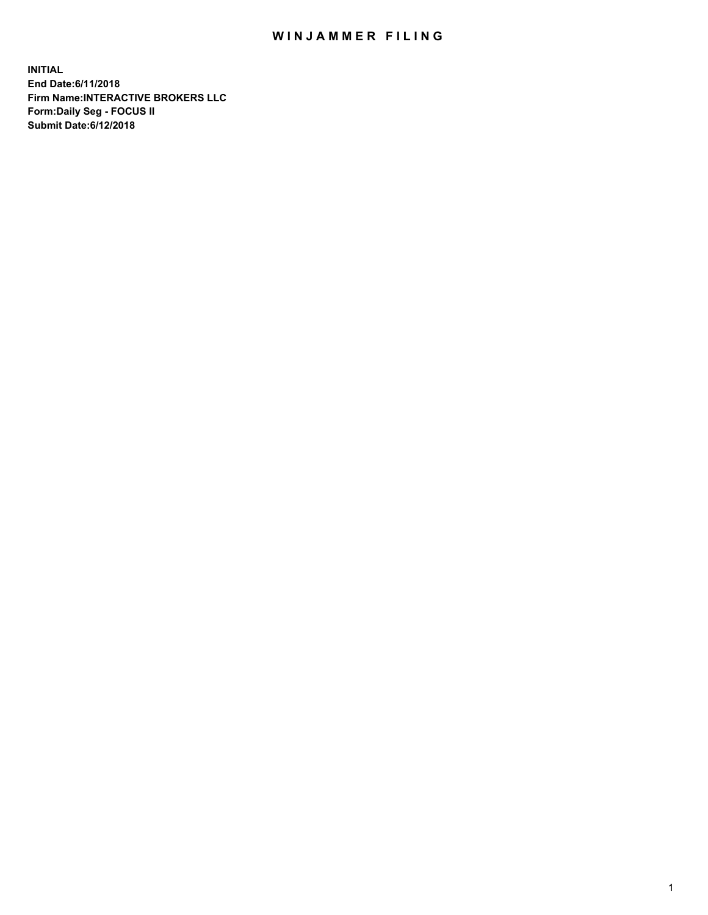# WINJAMMER FILING

**INITIAL**
**End Date:6/11/2018**
**Firm Name:INTERACTIVE BROKERS LLC**
**Form:Daily Seg - FOCUS II**
**Submit Date:6/12/2018**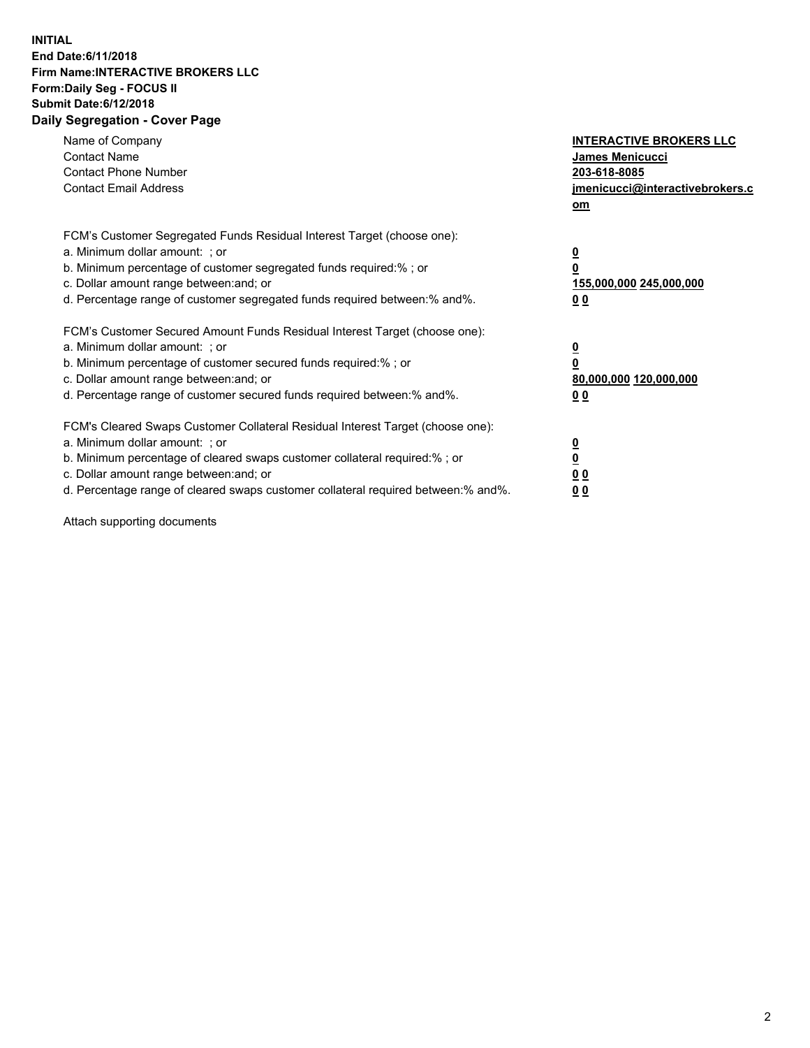**INITIAL**
**End Date:6/11/2018**
**Firm Name:INTERACTIVE BROKERS LLC**
**Form:Daily Seg - FOCUS II**
**Submit Date:6/12/2018**
**Daily Segregation - Cover Page**

| | |
|---|---|
| Name of Company | **INTERACTIVE BROKERS LLC** |
| Contact Name | **James Menicucci** |
| Contact Phone Number | **203-618-8085** |
| Contact Email Address | **jmenicucci@interactivebrokers.com** |

FCM's Customer Segregated Funds Residual Interest Target (choose one):

| | |
|---|---|
| a. Minimum dollar amount: ; or | **0** |
| b. Minimum percentage of customer segregated funds required:% ; or | **0** |
| c. Dollar amount range between:and; or | **155,000,000 245,000,000** |
| d. Percentage range of customer segregated funds required between:% and%. | **0 0** |

FCM's Customer Secured Amount Funds Residual Interest Target (choose one):

| | |
|---|---|
| a. Minimum dollar amount: ; or | **0** |
| b. Minimum percentage of customer secured funds required:% ; or | **0** |
| c. Dollar amount range between:and; or | **80,000,000 120,000,000** |
| d. Percentage range of customer secured funds required between:% and%. | **0 0** |

FCM's Cleared Swaps Customer Collateral Residual Interest Target (choose one):

| | |
|---|---|
| a. Minimum dollar amount: ; or | **0** |
| b. Minimum percentage of cleared swaps customer collateral required:% ; or | **0** |
| c. Dollar amount range between:and; or | **0 0** |
| d. Percentage range of cleared swaps customer collateral required between:% and%. | **0 0** |

Attach supporting documents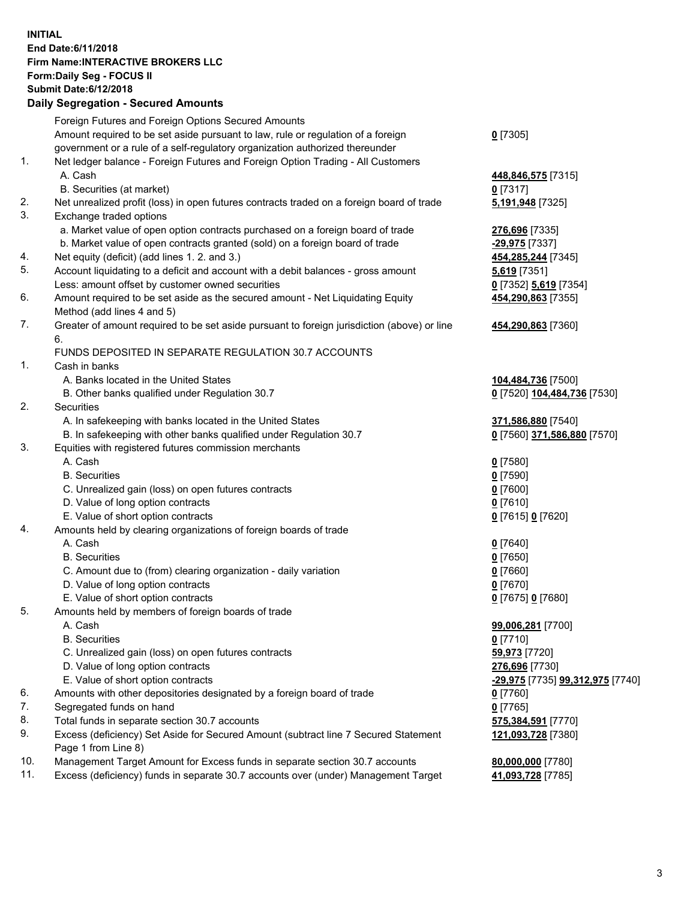**INITIAL**
**End Date:6/11/2018**
**Firm Name:INTERACTIVE BROKERS LLC**
**Form:Daily Seg - FOCUS II**
**Submit Date:6/12/2018**
**Daily Segregation - Secured Amounts**

| | | |
|---|---|---|
| | Foreign Futures and Foreign Options Secured Amounts | |
| | Amount required to be set aside pursuant to law, rule or regulation of a foreign government or a rule of a self-regulatory organization authorized thereunder | **0** [7305] |
| 1. | Net ledger balance - Foreign Futures and Foreign Option Trading - All Customers | |
| | A. Cash | **448,846,575** [7315] |
| | B. Securities (at market) | **0** [7317] |
| 2. | Net unrealized profit (loss) in open futures contracts traded on a foreign board of trade | **5,191,948** [7325] |
| 3. | Exchange traded options | |
| | a. Market value of open option contracts purchased on a foreign board of trade | **276,696** [7335] |
| | b. Market value of open contracts granted (sold) on a foreign board of trade | **-29,975** [7337] |
| 4. | Net equity (deficit) (add lines 1. 2. and 3.) | **454,285,244** [7345] |
| 5. | Account liquidating to a deficit and account with a debit balances - gross amount | **5,619** [7351] |
| | Less: amount offset by customer owned securities | **0** [7352] **5,619** [7354] |
| 6. | Amount required to be set aside as the secured amount - Net Liquidating Equity Method (add lines 4 and 5) | **454,290,863** [7355] |
| 7. | Greater of amount required to be set aside pursuant to foreign jurisdiction (above) or line 6. | **454,290,863** [7360] |
| | FUNDS DEPOSITED IN SEPARATE REGULATION 30.7 ACCOUNTS | |
| 1. | Cash in banks | |
| | A. Banks located in the United States | **104,484,736** [7500] |
| | B. Other banks qualified under Regulation 30.7 | **0** [7520] **104,484,736** [7530] |
| 2. | Securities | |
| | A. In safekeeping with banks located in the United States | **371,586,880** [7540] |
| | B. In safekeeping with other banks qualified under Regulation 30.7 | **0** [7560] **371,586,880** [7570] |
| 3. | Equities with registered futures commission merchants | |
| | A. Cash | **0** [7580] |
| | B. Securities | **0** [7590] |
| | C. Unrealized gain (loss) on open futures contracts | **0** [7600] |
| | D. Value of long option contracts | **0** [7610] |
| | E. Value of short option contracts | **0** [7615] **0** [7620] |
| 4. | Amounts held by clearing organizations of foreign boards of trade | |
| | A. Cash | **0** [7640] |
| | B. Securities | **0** [7650] |
| | C. Amount due to (from) clearing organization - daily variation | **0** [7660] |
| | D. Value of long option contracts | **0** [7670] |
| | E. Value of short option contracts | **0** [7675] **0** [7680] |
| 5. | Amounts held by members of foreign boards of trade | |
| | A. Cash | **99,006,281** [7700] |
| | B. Securities | **0** [7710] |
| | C. Unrealized gain (loss) on open futures contracts | **59,973** [7720] |
| | D. Value of long option contracts | **276,696** [7730] |
| | E. Value of short option contracts | **-29,975** [7735] **99,312,975** [7740] |
| 6. | Amounts with other depositories designated by a foreign board of trade | **0** [7760] |
| 7. | Segregated funds on hand | **0** [7765] |
| 8. | Total funds in separate section 30.7 accounts | **575,384,591** [7770] |
| 9. | Excess (deficiency) Set Aside for Secured Amount (subtract line 7 Secured Statement Page 1 from Line 8) | **121,093,728** [7380] |
| 10. | Management Target Amount for Excess funds in separate section 30.7 accounts | **80,000,000** [7780] |
| 11. | Excess (deficiency) funds in separate 30.7 accounts over (under) Management Target | **41,093,728** [7785] |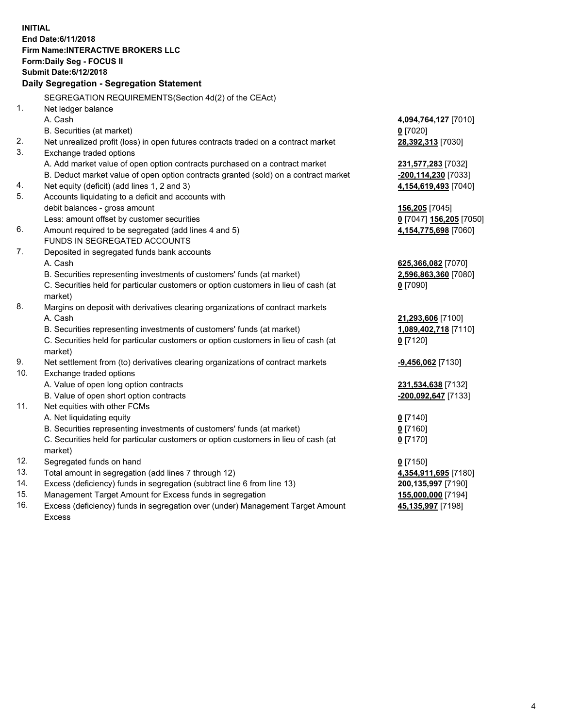**INITIAL**
**End Date:6/11/2018**
**Firm Name:INTERACTIVE BROKERS LLC**
**Form:Daily Seg - FOCUS II**
**Submit Date:6/12/2018**

### Daily Segregation - Segregation Statement

SEGREGATION REQUIREMENTS(Section 4d(2) of the CEAct)

| | | |
|---|---|---|
| 1. | Net ledger balance | |
| | A. Cash | **4,094,764,127** [7010] |
| | B. Securities (at market) | **0** [7020] |
| 2. | Net unrealized profit (loss) in open futures contracts traded on a contract market | **28,392,313** [7030] |
| 3. | Exchange traded options | |
| | A. Add market value of open option contracts purchased on a contract market | **231,577,283** [7032] |
| | B. Deduct market value of open option contracts granted (sold) on a contract market | **-200,114,230** [7033] |
| 4. | Net equity (deficit) (add lines 1, 2 and 3) | **4,154,619,493** [7040] |
| 5. | Accounts liquidating to a deficit and accounts with | |
| | debit balances - gross amount | **156,205** [7045] |
| | Less: amount offset by customer securities | **0** [7047] **156,205** [7050] |
| 6. | Amount required to be segregated (add lines 4 and 5) | **4,154,775,698** [7060] |
| | FUNDS IN SEGREGATED ACCOUNTS | |
| 7. | Deposited in segregated funds bank accounts | |
| | A. Cash | **625,366,082** [7070] |
| | B. Securities representing investments of customers' funds (at market) | **2,596,863,360** [7080] |
| | C. Securities held for particular customers or option customers in lieu of cash (at market) | **0** [7090] |
| 8. | Margins on deposit with derivatives clearing organizations of contract markets | |
| | A. Cash | **21,293,606** [7100] |
| | B. Securities representing investments of customers' funds (at market) | **1,089,402,718** [7110] |
| | C. Securities held for particular customers or option customers in lieu of cash (at market) | **0** [7120] |
| 9. | Net settlement from (to) derivatives clearing organizations of contract markets | **-9,456,062** [7130] |
| 10. | Exchange traded options | |
| | A. Value of open long option contracts | **231,534,638** [7132] |
| | B. Value of open short option contracts | **-200,092,647** [7133] |
| 11. | Net equities with other FCMs | |
| | A. Net liquidating equity | **0** [7140] |
| | B. Securities representing investments of customers' funds (at market) | **0** [7160] |
| | C. Securities held for particular customers or option customers in lieu of cash (at market) | **0** [7170] |
| 12. | Segregated funds on hand | **0** [7150] |
| 13. | Total amount in segregation (add lines 7 through 12) | **4,354,911,695** [7180] |
| 14. | Excess (deficiency) funds in segregation (subtract line 6 from line 13) | **200,135,997** [7190] |
| 15. | Management Target Amount for Excess funds in segregation | **155,000,000** [7194] |
| 16. | Excess (deficiency) funds in segregation over (under) Management Target Amount Excess | **45,135,997** [7198] |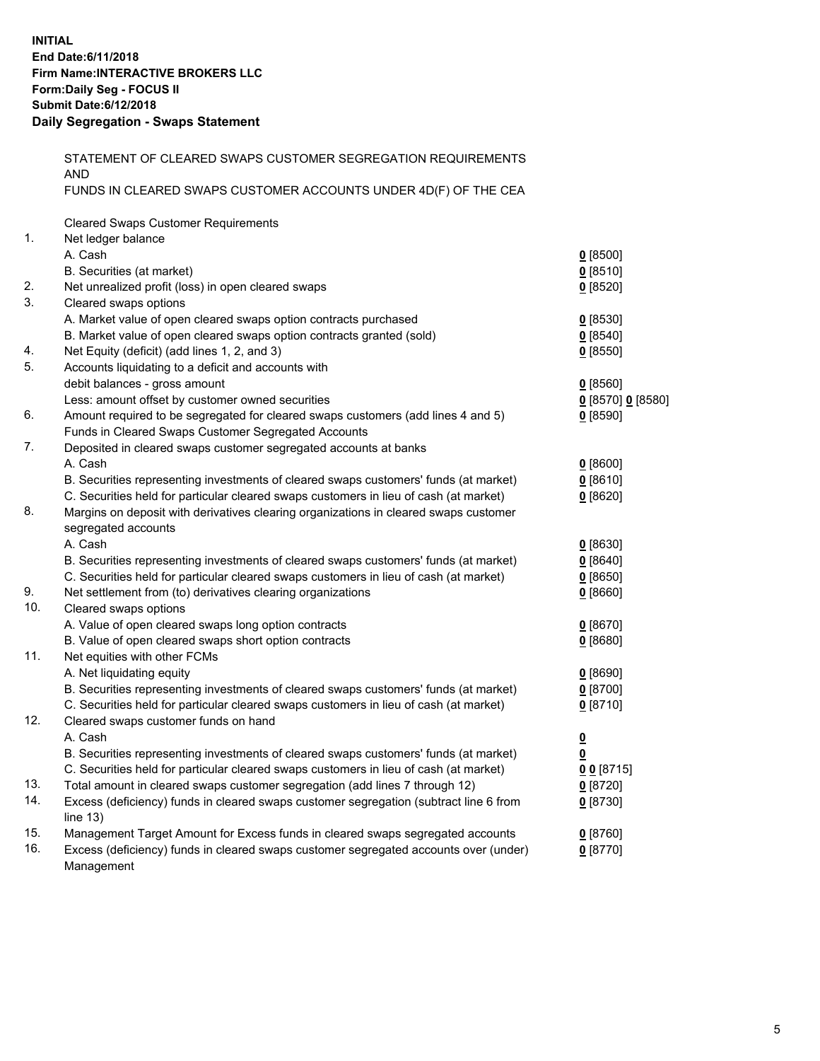**INITIAL**
**End Date:6/11/2018**
**Firm Name:INTERACTIVE BROKERS LLC**
**Form:Daily Seg - FOCUS II**
**Submit Date:6/12/2018**
**Daily Segregation - Swaps Statement**

STATEMENT OF CLEARED SWAPS CUSTOMER SEGREGATION REQUIREMENTS
AND
FUNDS IN CLEARED SWAPS CUSTOMER ACCOUNTS UNDER 4D(F) OF THE CEA

| | | |
|---|---|---|
| | Cleared Swaps Customer Requirements | |
| 1. | Net ledger balance | |
| | A. Cash | 0 [8500] |
| | B. Securities (at market) | 0 [8510] |
| 2. | Net unrealized profit (loss) in open cleared swaps | 0 [8520] |
| 3. | Cleared swaps options | |
| | A. Market value of open cleared swaps option contracts purchased | 0 [8530] |
| | B. Market value of open cleared swaps option contracts granted (sold) | 0 [8540] |
| 4. | Net Equity (deficit) (add lines 1, 2, and 3) | 0 [8550] |
| 5. | Accounts liquidating to a deficit and accounts with debit balances - gross amount | 0 [8560] |
| | Less: amount offset by customer owned securities | 0 [8570] 0 [8580] |
| 6. | Amount required to be segregated for cleared swaps customers (add lines 4 and 5) | 0 [8590] |
| | Funds in Cleared Swaps Customer Segregated Accounts | |
| 7. | Deposited in cleared swaps customer segregated accounts at banks | |
| | A. Cash | 0 [8600] |
| | B. Securities representing investments of cleared swaps customers' funds (at market) | 0 [8610] |
| | C. Securities held for particular cleared swaps customers in lieu of cash (at market) | 0 [8620] |
| 8. | Margins on deposit with derivatives clearing organizations in cleared swaps customer segregated accounts | |
| | A. Cash | 0 [8630] |
| | B. Securities representing investments of cleared swaps customers' funds (at market) | 0 [8640] |
| | C. Securities held for particular cleared swaps customers in lieu of cash (at market) | 0 [8650] |
| 9. | Net settlement from (to) derivatives clearing organizations | 0 [8660] |
| 10. | Cleared swaps options | |
| | A. Value of open cleared swaps long option contracts | 0 [8670] |
| | B. Value of open cleared swaps short option contracts | 0 [8680] |
| 11. | Net equities with other FCMs | |
| | A. Net liquidating equity | 0 [8690] |
| | B. Securities representing investments of cleared swaps customers' funds (at market) | 0 [8700] |
| | C. Securities held for particular cleared swaps customers in lieu of cash (at market) | 0 [8710] |
| 12. | Cleared swaps customer funds on hand | |
| | A. Cash | 0 |
| | B. Securities representing investments of cleared swaps customers' funds (at market) | 0 |
| | C. Securities held for particular cleared swaps customers in lieu of cash (at market) | 0 0 [8715] |
| 13. | Total amount in cleared swaps customer segregation (add lines 7 through 12) | 0 [8720] |
| 14. | Excess (deficiency) funds in cleared swaps customer segregation (subtract line 6 from line 13) | 0 [8730] |
| 15. | Management Target Amount for Excess funds in cleared swaps segregated accounts | 0 [8760] |
| 16. | Excess (deficiency) funds in cleared swaps customer segregated accounts over (under) Management | 0 [8770] |